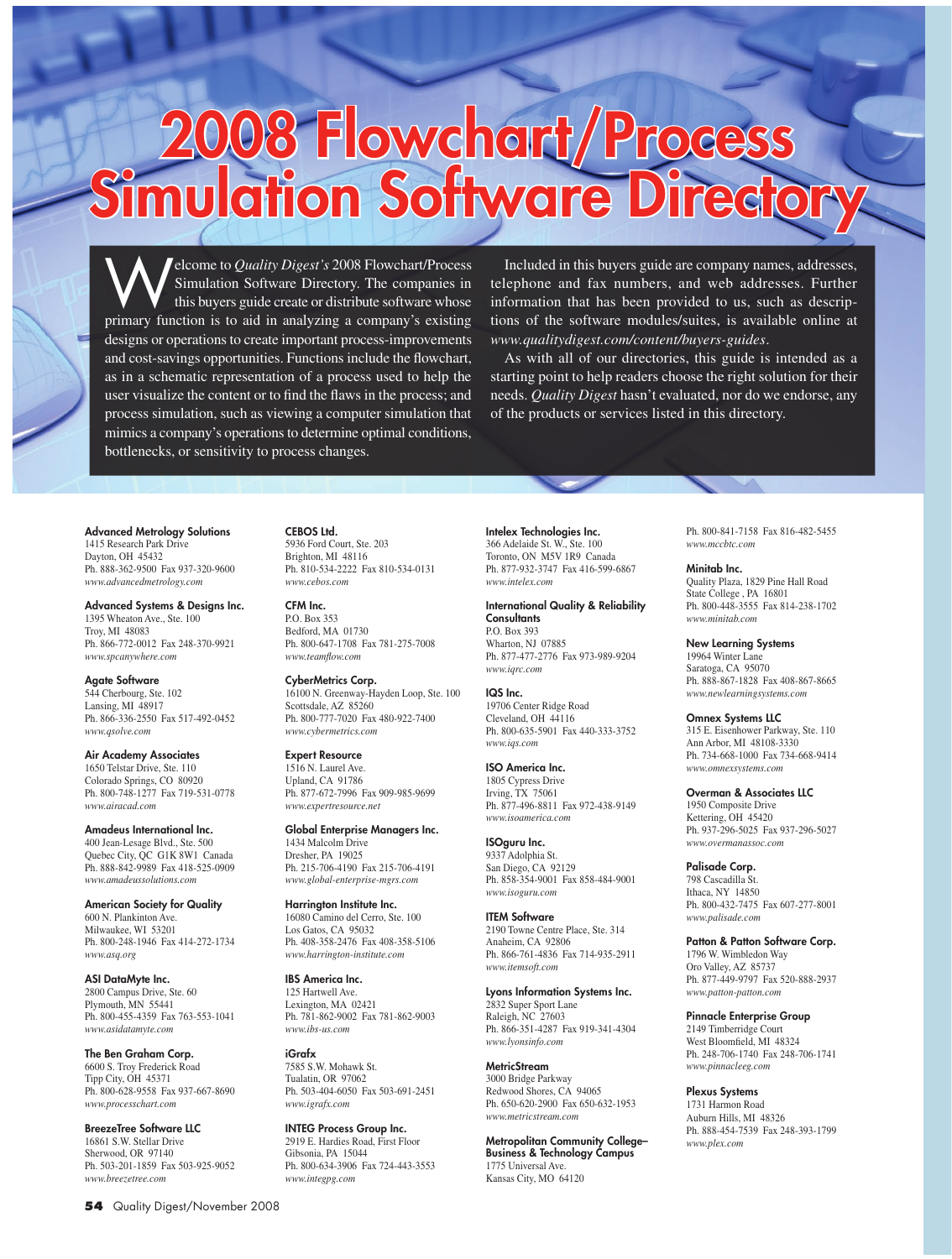# 2008 Flowchart/Process Simulation Software Directory

Welcome to *Quality Digest's* 2008 Flowchart/Process Simulation Software Directory. The companies in this buyers guide create or distribute software whose primary function is to aid in analyzing a company's existing designs or operations to create important process-improvements and cost-savings opportunities. Functions include the flowchart, as in a schematic representation of a process used to help the user visualize the content or to find the flaws in the process; and process simulation, such as viewing a computer simulation that mimics a company's operations to determine optimal conditions, bottlenecks, or sensitivity to process changes.

Included in this buyers guide are company names, addresses, telephone and fax numbers, and web addresses. Further information that has been provided to us, such as descriptions of the software modules/suites, is available online at *www.qualitydigest.com/content/buyers-guides*.

As with all of our directories, this guide is intended as a starting point to help readers choose the right solution for their needs. *Quality Digest* hasn't evaluated, nor do we endorse, any of the products or services listed in this directory.

**Advanced Metrology Solutions**
1415 Research Park Drive
Dayton, OH 45432
Ph. 888-362-9500 Fax 937-320-9600
*www.advancedmetrology.com*

**Advanced Systems & Designs Inc.**
1395 Wheaton Ave., Ste. 100
Troy, MI 48083
Ph. 866-772-0012 Fax 248-370-9921
*www.spcanywhere.com*

**Agate Software**
544 Cherbourg, Ste. 102
Lansing, MI 48917
Ph. 866-336-2550 Fax 517-492-0452
*www.qsolve.com*

**Air Academy Associates**
1650 Telstar Drive, Ste. 110
Colorado Springs, CO 80920
Ph. 800-748-1277 Fax 719-531-0778
*www.airacad.com*

**Amadeus International Inc.**
400 Jean-Lesage Blvd., Ste. 500
Quebec City, QC G1K 8W1 Canada
Ph. 888-842-9989 Fax 418-525-0909
*www.amadeussolutions.com*

**American Society for Quality**
600 N. Plankinton Ave.
Milwaukee, WI 53201
Ph. 800-248-1946 Fax 414-272-1734
*www.asq.org*

**ASI DataMyte Inc.**
2800 Campus Drive, Ste. 60
Plymouth, MN 55441
Ph. 800-455-4359 Fax 763-553-1041
*www.asidatamyte.com*

**The Ben Graham Corp.**
6600 S. Troy Frederick Road
Tipp City, OH 45371
Ph. 800-628-9558 Fax 937-667-8690
*www.processchart.com*

**BreezeTree Software LLC**
16861 S.W. Stellar Drive
Sherwood, OR 97140
Ph. 503-201-1859 Fax 503-925-9052
*www.breezetree.com*

**CEBOS Ltd.**
5936 Ford Court, Ste. 203
Brighton, MI 48116
Ph. 810-534-2222 Fax 810-534-0131
*www.cebos.com*

**CFM Inc.**
P.O. Box 353
Bedford, MA 01730
Ph. 800-647-1708 Fax 781-275-7008
*www.teamflow.com*

**CyberMetrics Corp.**
16100 N. Greenway-Hayden Loop, Ste. 100
Scottsdale, AZ 85260
Ph. 800-777-7020 Fax 480-922-7400
*www.cybermetrics.com*

**Expert Resource**
1516 N. Laurel Ave.
Upland, CA 91786
Ph. 877-672-7996 Fax 909-985-9699
*www.expertresource.net*

**Global Enterprise Managers Inc.**
1434 Malcolm Drive
Dresher, PA 19025
Ph. 215-706-4190 Fax 215-706-4191
*www.global-enterprise-mgrs.com*

**Harrington Institute Inc.**
16080 Camino del Cerro, Ste. 100
Los Gatos, CA 95032
Ph. 408-358-2476 Fax 408-358-5106
*www.harrington-institute.com*

**IBS America Inc.**
125 Hartwell Ave.
Lexington, MA 02421
Ph. 781-862-9002 Fax 781-862-9003
*www.ibs-us.com*

**iGrafx**
7585 S.W. Mohawk St.
Tualatin, OR 97062
Ph. 503-404-6050 Fax 503-691-2451
*www.igrafx.com*

**INTEG Process Group Inc.**
2919 E. Hardies Road, First Floor
Gibsonia, PA 15044
Ph. 800-634-3906 Fax 724-443-3553
*www.integpg.com*

**Intelex Technologies Inc.**
366 Adelaide St. W., Ste. 100
Toronto, ON M5V 1R9 Canada
Ph. 877-932-3747 Fax 416-599-6867
*www.intelex.com*

**International Quality & Reliability Consultants**
P.O. Box 393
Wharton, NJ 07885
Ph. 877-477-2776 Fax 973-989-9204
*www.iqrc.com*

**IQS Inc.**
19706 Center Ridge Road
Cleveland, OH 44116
Ph. 800-635-5901 Fax 440-333-3752
*www.iqs.com*

**ISO America Inc.**
1805 Cypress Drive
Irving, TX 75061
Ph. 877-496-8811 Fax 972-438-9149
*www.isoamerica.com*

**ISOguru Inc.**
9337 Adolphia St.
San Diego, CA 92129
Ph. 858-354-9001 Fax 858-484-9001
*www.isoguru.com*

**ITEM Software**
2190 Towne Centre Place, Ste. 314
Anaheim, CA 92806
Ph. 866-761-4836 Fax 714-935-2911
*www.itemsoft.com*

**Lyons Information Systems Inc.**
2832 Super Sport Lane
Raleigh, NC 27603
Ph. 866-351-4287 Fax 919-341-4304
*www.lyonsinfo.com*

**MetricStream**
3000 Bridge Parkway
Redwood Shores, CA 94065
Ph. 650-620-2900 Fax 650-632-1953
*www.metricstream.com*

**Metropolitan Community College–Business & Technology Campus**
1775 Universal Ave.
Kansas City, MO 64120
Ph. 800-841-7158 Fax 816-482-5455
*www.mccbtc.com*

**Minitab Inc.**
Quality Plaza, 1829 Pine Hall Road
State College , PA 16801
Ph. 800-448-3555 Fax 814-238-1702
*www.minitab.com*

**New Learning Systems**
19964 Winter Lane
Saratoga, CA 95070
Ph. 888-867-1828 Fax 408-867-8665
*www.newlearningsystems.com*

**Omnex Systems LLC**
315 E. Eisenhower Parkway, Ste. 110
Ann Arbor, MI 48108-3330
Ph. 734-668-1000 Fax 734-668-9414
*www.omnexsystems.com*

**Overman & Associates LLC**
1950 Composite Drive
Kettering, OH 45420
Ph. 937-296-5025 Fax 937-296-5027
*www.overmanassoc.com*

**Palisade Corp.**
798 Cascadilla St.
Ithaca, NY 14850
Ph. 800-432-7475 Fax 607-277-8001
*www.palisade.com*

**Patton & Patton Software Corp.**
1796 W. Wimbledon Way
Oro Valley, AZ 85737
Ph. 877-449-9797 Fax 520-888-2937
*www.patton-patton.com*

**Pinnacle Enterprise Group**
2149 Timberridge Court
West Bloomfield, MI 48324
Ph. 248-706-1740 Fax 248-706-1741
*www.pinnacleeg.com*

**Plexus Systems**
1731 Harmon Road
Auburn Hills, MI 48326
Ph. 888-454-7539 Fax 248-393-1799
*www.plex.com*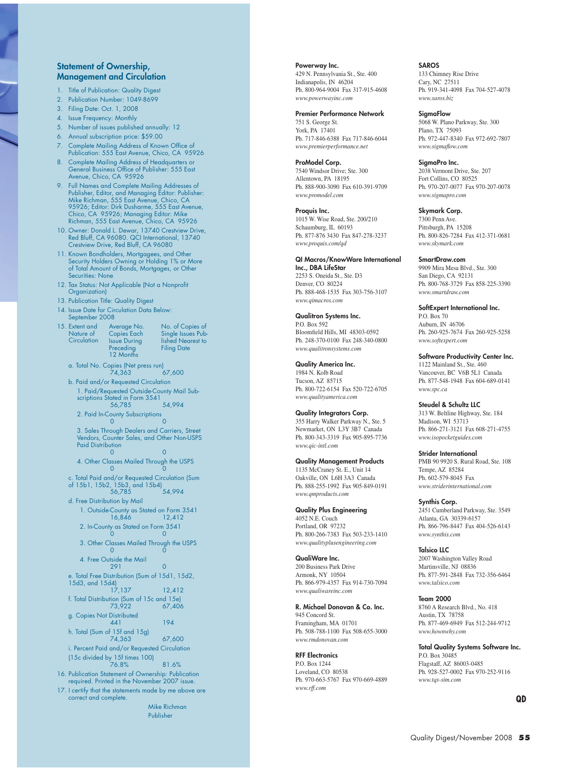## Statement of Ownership, Management and Circulation

1. Title of Publication: Quality Digest
2. Publication Number: 1049-8699
3. Filing Date: Oct. 1, 2008
4. Issue Frequency: Monthly
5. Number of issues published annually: 12
6. Annual subscription price: $59.00
7. Complete Mailing Address of Known Office of Publication: 555 East Avenue, Chico, CA 95926
8. Complete Mailing Address of Headquarters or General Business Office of Publisher: 555 East Avenue, Chico, CA 95926
9. Full Names and Complete Mailing Addresses of Publisher, Editor, and Managing Editor: Publisher: Mike Richman, 555 East Avenue, Chico, CA 95926; Editor: Dirk Dusharme, 555 East Avenue, Chico, CA 95926; Managing Editor: Mike Richman, 555 East Avenue, Chico, CA 95926
10. Owner: Donald L. Dewar, 13740 Crestview Drive, Red Bluff, CA 96080. QCI International, 13740 Crestview Drive, Red Bluff, CA 96080
11. Known Bondholders, Mortgagees, and Other Security Holders Owning or Holding 1% or More of Total Amount of Bonds, Mortgages, or Other Securities: None
12. Tax Status: Not Applicable (Not a Nonprofit Organization)
13. Publication Title: Quality Digest
14. Issue Date for Circulation Data Below: September 2008
15. Extent and Nature of Circulation

| Extent and Nature of Circulation | Average No. Copies Each Issue During Preceding 12 Months | No. of Copies of Single Issues Published Nearest to Filing Date |
|---|---|---|
| a. Total No. Copies (Net press run) | 74,363 | 67,600 |
| b. Paid and/or Requested Circulation | | |
| 1. Paid/Requested Outside-County Mail Subscriptions Stated in Form 3541 | 56,785 | 54,994 |
| 2. Paid In-County Subscriptions | 0 | 0 |
| 3. Sales Through Dealers and Carriers, Street Vendors, Counter Sales, and Other Non-USPS Paid Distribution | 0 | 0 |
| 4. Other Classes Mailed Through the USPS | 0 | 0 |
| c. Total Paid and/or Requested Circulation (Sum of 15b1, 15b2, 15b3, and 15b4) | 56,785 | 54,994 |
| d. Free Distribution by Mail | | |
| 1. Outside-County as Stated on Form 3541 | 16,846 | 12,412 |
| 2. In-County as Stated on Form 3541 | 0 | 0 |
| 3. Other Classes Mailed Through the USPS | 0 | 0 |
| 4. Free Outside the Mail | 291 | 0 |
| e. Total Free Distribution (Sum of 15d1, 15d2, 15d3, and 15d4) | 17,137 | 12,412 |
| f. Total Distribution (Sum of 15c and 15e) | 73,922 | 67,406 |
| g. Copies Not Distributed | 441 | 194 |
| h. Total (Sum of 15f and 15g) | 74,363 | 67,600 |
| i. Percent Paid and/or Requested Circulation (15c divided by 15f times 100) | 76.8% | 81.6% |

16. Publication Statement of Ownership: Publication required. Printed in the November 2007 issue.
17. I certify that the statements made by me above are correct and complete.

Mike Richman
Publisher

**Powerway Inc.**
429 N. Pennsylvania St., Ste. 400
Indianapolis, IN 46204
Ph. 800-964-9004 Fax 317-915-4608
*www.powerwayinc.com*

**Premier Performance Network**
751 S. George St.
York, PA 17401
Ph. 717-846-6388 Fax 717-846-6044
*www.premierperformance.net*

**ProModel Corp.**
7540 Windsor Drive; Ste. 300
Allentown, PA 18195
Ph. 888-900-3090 Fax 610-391-9709
*www.promodel.com*

**Proquis Inc.**
1015 W. Wise Road, Ste. 200/210
Schaumburg, IL 60193
Ph. 877-876 3430 Fax 847-278-3237
*www.proquis.com/qd*

**QI Macros/KnowWare International Inc., DBA LifeStar**
2253 S. Oneida St., Ste. D3
Denver, CO 80224
Ph. 888-468-1535 Fax 303-756-3107
*www.qimacros.com*

**Qualitron Systems Inc.**
P.O. Box 592
Bloomfield Hills, MI 48303-0592
Ph. 248-370-0100 Fax 248-340-0800
*www.qualitronsystems.com*

**Quality America Inc.**
1984 N. Kolb Road
Tucson, AZ 85715
Ph. 800-722-6154 Fax 520-722-6705
*www.qualityamerica.com*

**Quality Integrators Corp.**
355 Harry Walker Parkway N., Ste. 5
Newmarket, ON L3Y 3B7 Canada
Ph. 800-343-3319 Fax 905-895-7736
*www.qic-intl.com*

**Quality Management Products**
1135 McCraney St. E., Unit 14
Oakville, ON L6H 3A3 Canada
Ph. 888-255-1992 Fax 905-849-0191
*www.qmproducts.com*

**Quality Plus Engineering**
4052 N.E. Couch
Portland, OR 97232
Ph. 800-266-7383 Fax 503-233-1410
*www.qualityplusengineering.com*

**QualiWare Inc.**
200 Business Park Drive
Armonk, NY 10504
Ph. 866-979-4357 Fax 914-730-7094
*www.qualiwareinc.com*

**R. Michael Donovan & Co. Inc.**
945 Concord St.
Framingham, MA 01701
Ph. 508-788-1100 Fax 508-655-3000
*www.rmdonovan.com*

**RFF Electronics**
P.O. Box 1244
Loveland, CO 80538
Ph. 970-663-5767 Fax 970-669-4889
*www.rff.com*

**SAROS**
133 Chimney Rise Drive
Cary, NC 27511
Ph. 919-341-4098 Fax 704-527-4078
*www.saros.biz*

**SigmaFlow**
5068 W. Plano Parkway, Ste. 300
Plano, TX 75093
Ph. 972-447-8340 Fax 972-692-7807
*www.sigmaflow.com*

**SigmaPro Inc.**
2038 Vermont Drive, Ste. 207
Fort Collins, CO 80525
Ph. 970-207-0077 Fax 970-207-0078
*www.sigmapro.com*

**Skymark Corp.**
7300 Penn Ave.
Pittsburgh, PA 15208
Ph. 800-826-7284 Fax 412-371-0681
*www.skymark.com*

**SmartDraw.com**
9909 Mira Mesa Blvd., Ste. 300
San Diego, CA 92131
Ph. 800-768-3729 Fax 858-225-3390
*www.smartdraw.com*

**SoftExpert International Inc.**
P.O. Box 70
Auburn, IN 46706
Ph. 260-925-7674 Fax 260-925-5258
*www.softexpert.com*

**Software Productivity Center Inc.**
1122 Mainland St., Ste. 460
Vancouver, BC V6B 5L1 Canada
Ph. 877-548-1948 Fax 604-689-0141
*www.spc.ca*

**Steudel & Schultz LLC**
313 W. Beltline Highway, Ste. 184
Madison, WI 53713
Ph. 866-271-3121 Fax 608-271-4755
*www.isopocketguides.com*

**Strider International**
PMB 90 9920 S. Rural Road, Ste. 108
Tempe, AZ 85284
Ph. 602-579-8045 Fax
*www.striderinternational.com*

**Synthis Corp.**
2451 Cumberland Parkway, Ste. 3549
Atlanta, GA 30339-6157
Ph. 866-796-8447 Fax 404-526-6143
*www.synthis.com*

**Talsico LLC**
2007 Washington Valley Road
Martinsville, NJ 08836
Ph. 877-591-2848 Fax 732-356-6464
*www.talsico.com*

**Team 2000**
8760 A Research Blvd., No. 418
Austin, TX 78758
Ph. 877-469-6949 Fax 512-244-9712
*www.hownwhy.com*

**Total Quality Systems Software Inc.**
P.O. Box 30485
Flagstaff, AZ 86003-0485
Ph. 928-527-0002 Fax 970-252-9116
*www.tqs-sim.com*

**QD**